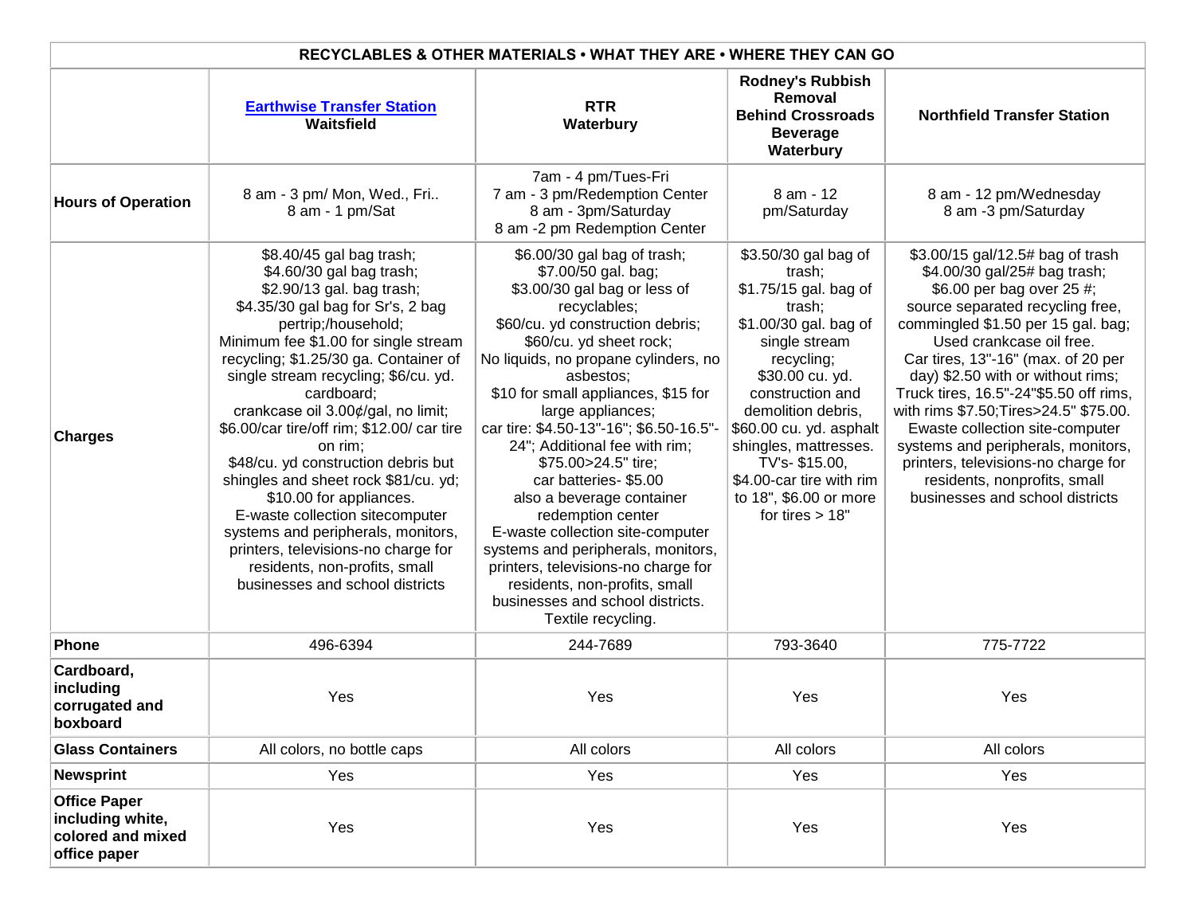| RECYCLABLES & OTHER MATERIALS • WHAT THEY ARE • WHERE THEY CAN GO | | | | |
|---|---|---|---|---|
| | **Earthwise Transfer Station** **Waitsfield** | **RTR** **Waterbury** | **Rodney's Rubbish Removal Behind Crossroads Beverage Waterbury** | **Northfield Transfer Station** |
| **Hours of Operation** | 8 am - 3 pm/ Mon, Wed., Fri.. 8 am - 1 pm/Sat | 7am - 4 pm/Tues-Fri 7 am - 3 pm/Redemption Center 8 am - 3pm/Saturday 8 am -2 pm Redemption Center | 8 am - 12 pm/Saturday | 8 am - 12 pm/Wednesday 8 am -3 pm/Saturday |
| **Charges** | $8.40/45 gal bag trash; $4.60/30 gal bag trash; $2.90/13 gal. bag trash; $4.35/30 gal bag for Sr's, 2 bag pertrip;/household; Minimum fee $1.00 for single stream recycling; $1.25/30 ga. Container of single stream recycling; $6/cu. yd. cardboard; crankcase oil 3.00¢/gal, no limit; $6.00/car tire/off rim; $12.00/ car tire on rim; $48/cu. yd construction debris but shingles and sheet rock $81/cu. yd; $10.00 for appliances. E-waste collection sitecomputer systems and peripherals, monitors, printers, televisions-no charge for residents, non-profits, small businesses and school districts | $6.00/30 gal bag of trash; $7.00/50 gal. bag; $3.00/30 gal bag or less of recyclables; $60/cu. yd construction debris; $60/cu. yd sheet rock; No liquids, no propane cylinders, no asbestos; $10 for small appliances, $15 for large appliances; car tire: $4.50-13"-16"; $6.50-16.5"-24"; Additional fee with rim; $75.00>24.5" tire; car batteries- $5.00 also a beverage container redemption center E-waste collection site-computer systems and peripherals, monitors, printers, televisions-no charge for residents, non-profits, small businesses and school districts. Textile recycling. | $3.50/30 gal bag of trash; $1.75/15 gal. bag of trash; $1.00/30 gal. bag of single stream recycling; $30.00 cu. yd. construction and demolition debris, $60.00 cu. yd. asphalt shingles, mattresses. TV's- $15.00, $4.00-car tire with rim to 18", $6.00 or more for tires > 18" | $3.00/15 gal/12.5# bag of trash $4.00/30 gal/25# bag trash; $6.00 per bag over 25 #; source separated recycling free, commingled $1.50 per 15 gal. bag; Used crankcase oil free. Car tires, 13"-16" (max. of 20 per day) $2.50 with or without rims; Truck tires, 16.5"-24"$5.50 off rims, with rims $7.50;Tires>24.5" $75.00. Ewaste collection site-computer systems and peripherals, monitors, printers, televisions-no charge for residents, nonprofits, small businesses and school districts |
| **Phone** | 496-6394 | 244-7689 | 793-3640 | 775-7722 |
| **Cardboard, including corrugated and boxboard** | Yes | Yes | Yes | Yes |
| **Glass Containers** | All colors, no bottle caps | All colors | All colors | All colors |
| **Newsprint** | Yes | Yes | Yes | Yes |
| **Office Paper including white, colored and mixed office paper** | Yes | Yes | Yes | Yes |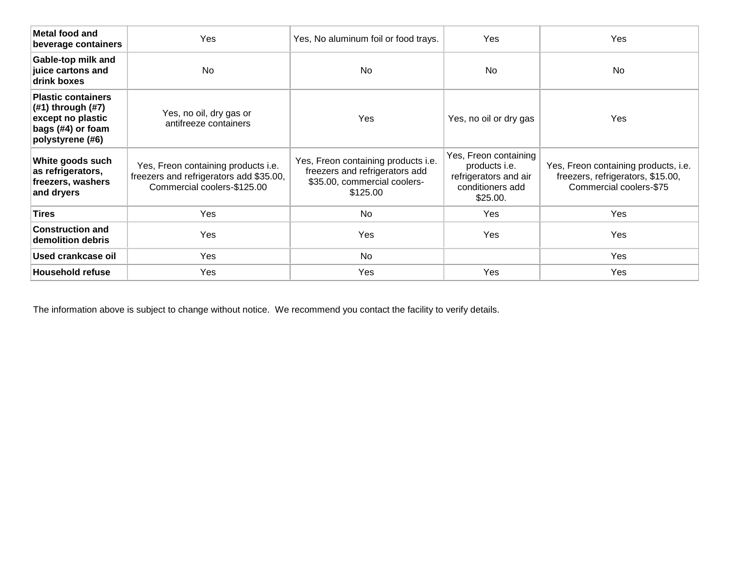| | | | | |
|---|---|---|---|---|
| **Metal food and beverage containers** | Yes | Yes, No aluminum foil or food trays. | Yes | Yes |
| **Gable-top milk and juice cartons and drink boxes** | No | No | No | No |
| **Plastic containers (#1) through (#7) except no plastic bags (#4) or foam polystyrene (#6)** | Yes, no oil, dry gas or antifreeze containers | Yes | Yes, no oil or dry gas | Yes |
| **White goods such as refrigerators, freezers, washers and dryers** | Yes, Freon containing products i.e. freezers and refrigerators add $35.00, Commercial coolers-$125.00 | Yes, Freon containing products i.e. freezers and refrigerators add $35.00, commercial coolers-$125.00 | Yes, Freon containing products i.e. refrigerators and air conditioners add $25.00. | Yes, Freon containing products, i.e. freezers, refrigerators, $15.00, Commercial coolers-$75 |
| **Tires** | Yes | No | Yes | Yes |
| **Construction and demolition debris** | Yes | Yes | Yes | Yes |
| **Used crankcase oil** | Yes | No | | Yes |
| **Household refuse** | Yes | Yes | Yes | Yes |

The information above is subject to change without notice. We recommend you contact the facility to verify details.